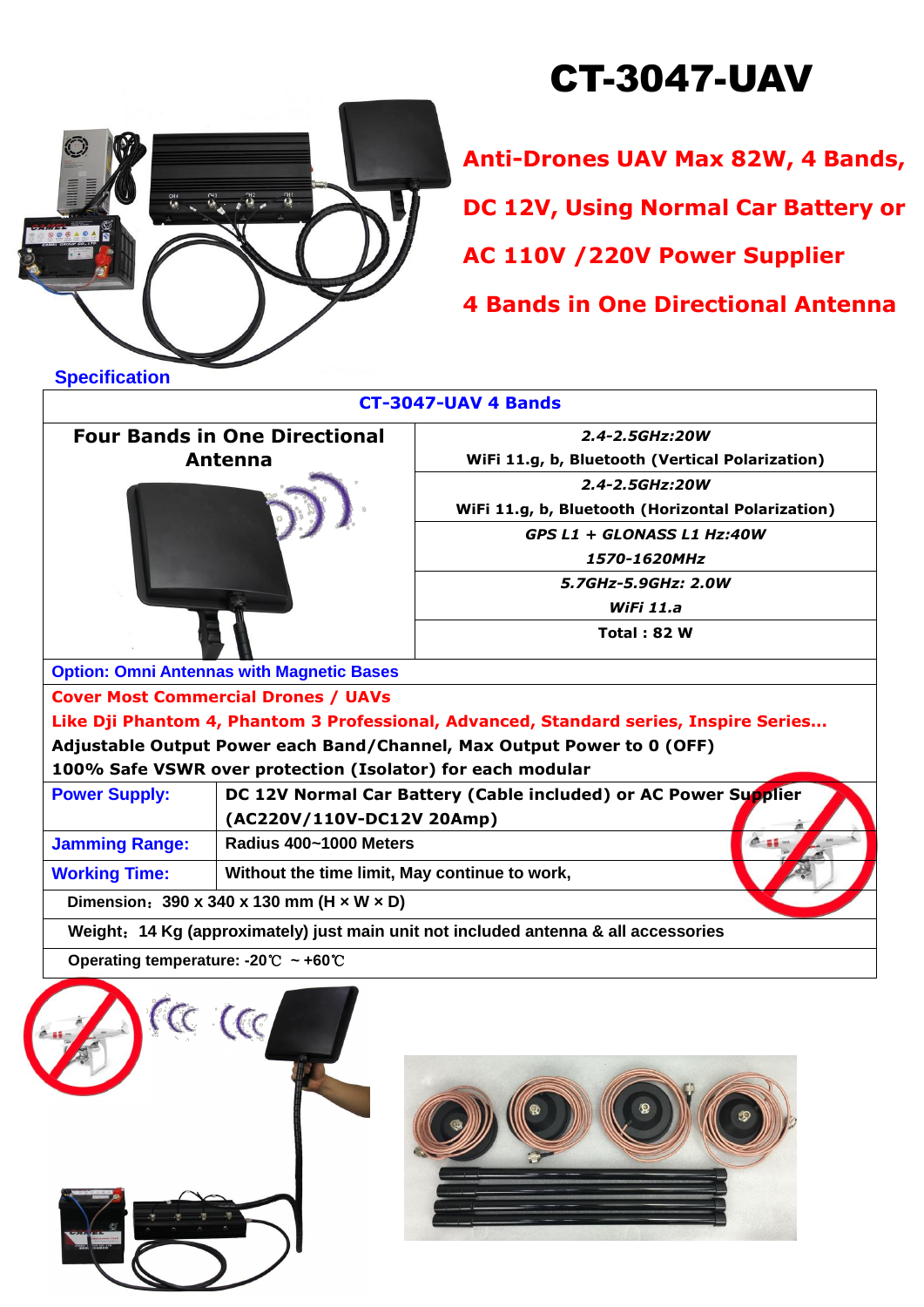# CT-3047-UAV

**Anti-Drones UAV Max 82W, 4 Bands,**

**DC 12V, Using Normal Car Battery or**

**AC 110V /220V Power Supplier**

**4 Bands in One Directional Antenna**

## Specification

| CT-3047-UAV 4 Bands | |
|---|---|
| **Four Bands in One Directional Antenna** | ***2.4-2.5GHz:20W*** <br> **WiFi 11.g, b, Bluetooth (Vertical Polarization)** |
| | ***2.4-2.5GHz:20W*** <br> **WiFi 11.g, b, Bluetooth (Horizontal Polarization)** |
| | ***GPS L1 + GLONASS L1 Hz:40W*** <br> ***1570-1620MHz*** |
| | ***5.7GHz-5.9GHz: 2.0W*** <br> ***WiFi 11.a*** |
| | **Total : 82 W** |
| **Option: Omni Antennas with Magnetic Bases** | |
| **Cover Most Commercial Drones / UAVs** <br> **Like Dji Phantom 4, Phantom 3 Professional, Advanced, Standard series, Inspire Series…** <br> **Adjustable Output Power each Band/Channel, Max Output Power to 0 (OFF)** <br> **100% Safe VSWR over protection (Isolator) for each modular** | |
| **Power Supply:** | **DC 12V Normal Car Battery (Cable included) or AC Power Supplier (AC220V/110V-DC12V 20Amp)** |
| **Jamming Range:** | **Radius 400~1000 Meters** |
| **Working Time:** | **Without the time limit, May continue to work,** |
| **Dimension：390 x 340 x 130 mm (H × W × D)** | |
| **Weight：14 Kg (approximately) just main unit not included antenna & all accessories** | |
| **Operating temperature: -20℃ ~ +60℃** | |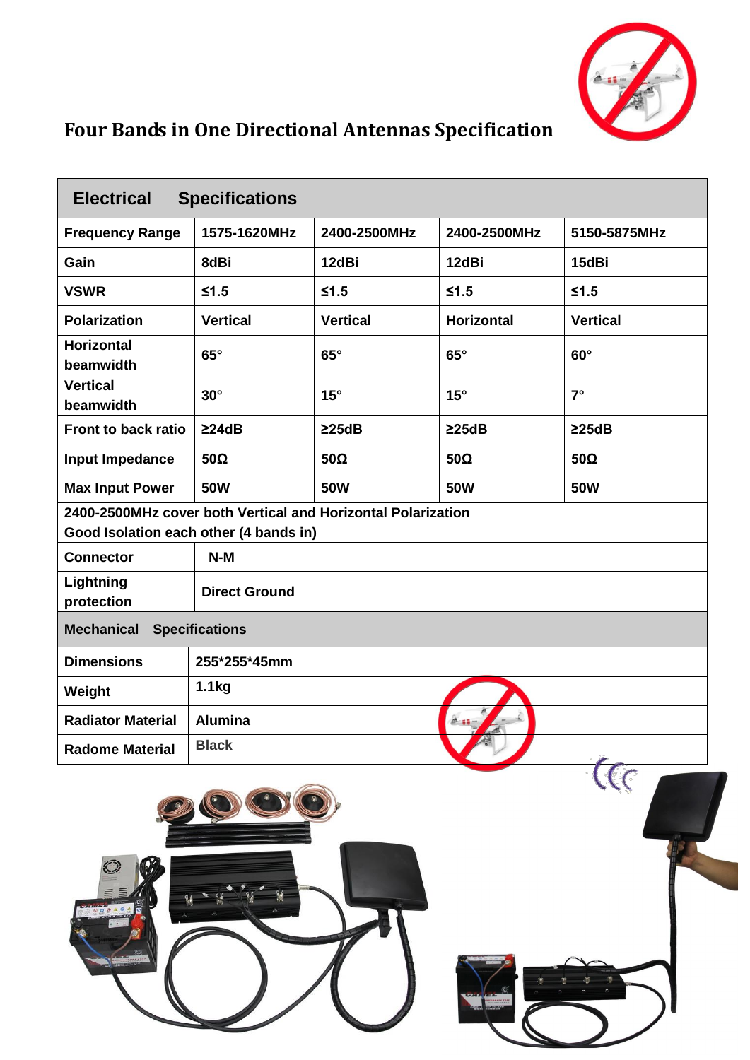# Four Bands in One Directional Antennas Specification

| Electrical Specifications | | | | |
|---|---|---|---|---|
| Frequency Range | 1575-1620MHz | 2400-2500MHz | 2400-2500MHz | 5150-5875MHz |
| Gain | 8dBi | 12dBi | 12dBi | 15dBi |
| VSWR | ≤1.5 | ≤1.5 | ≤1.5 | ≤1.5 |
| Polarization | Vertical | Vertical | Horizontal | Vertical |
| Horizontal beamwidth | 65° | 65° | 65° | 60° |
| Vertical beamwidth | 30° | 15° | 15° | 7° |
| Front to back ratio | ≥24dB | ≥25dB | ≥25dB | ≥25dB |
| Input Impedance | 50Ω | 50Ω | 50Ω | 50Ω |
| Max Input Power | 50W | 50W | 50W | 50W |
| 2400-2500MHz cover both Vertical and Horizontal Polarization<br>Good Isolation each other (4 bands in) | | | | |
| Connector | N-M | | | |
| Lightning protection | Direct Ground | | | |
| Mechanical Specifications | | | | |
| Dimensions | 255*255*45mm | | | |
| Weight | 1.1kg | | | |
| Radiator Material | Alumina | | | |
| Radome Material | Black | | | |